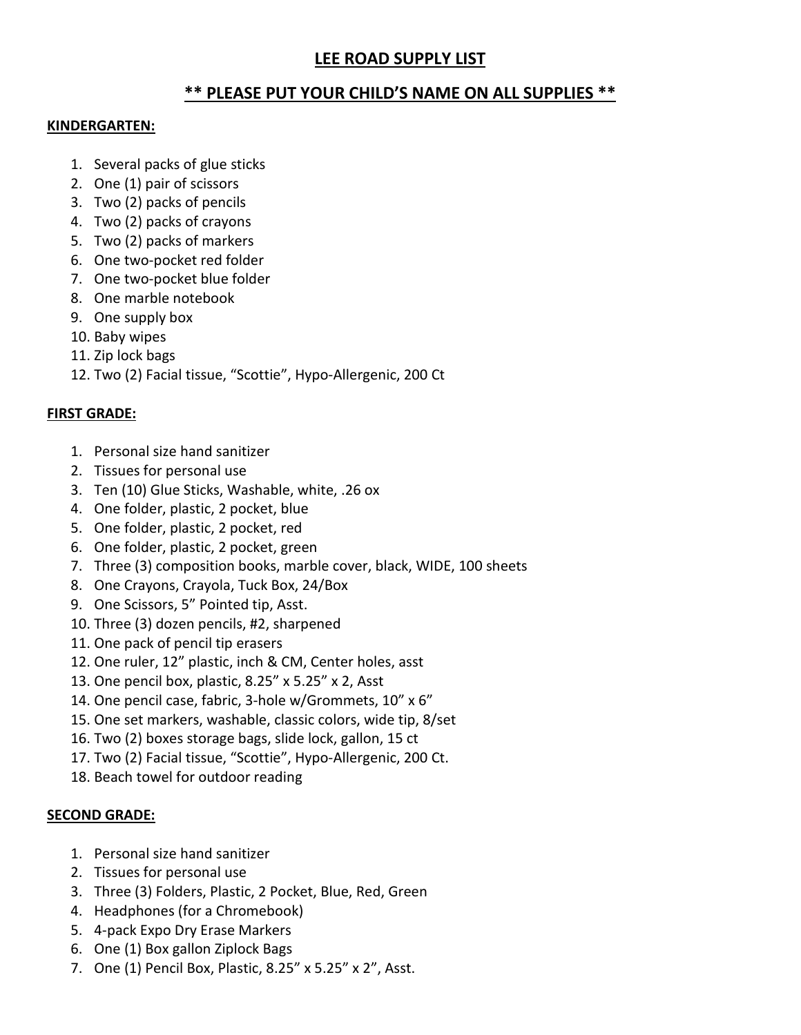# LEE ROAD SUPPLY LIST

## ** PLEASE PUT YOUR CHILD'S NAME ON ALL SUPPLIES **

### KINDERGARTEN:

1. Several packs of glue sticks
2. One (1) pair of scissors
3. Two (2) packs of pencils
4. Two (2) packs of crayons
5. Two (2) packs of markers
6. One two-pocket red folder
7. One two-pocket blue folder
8. One marble notebook
9. One supply box
10. Baby wipes
11. Zip lock bags
12. Two (2) Facial tissue, "Scottie", Hypo-Allergenic, 200 Ct

### FIRST GRADE:

1. Personal size hand sanitizer
2. Tissues for personal use
3. Ten (10) Glue Sticks, Washable, white, .26 ox
4. One folder, plastic, 2 pocket, blue
5. One folder, plastic, 2 pocket, red
6. One folder, plastic, 2 pocket, green
7. Three (3) composition books, marble cover, black, WIDE, 100 sheets
8. One Crayons, Crayola, Tuck Box, 24/Box
9. One Scissors, 5" Pointed tip, Asst.
10. Three (3) dozen pencils, #2, sharpened
11. One pack of pencil tip erasers
12. One ruler, 12" plastic, inch & CM, Center holes, asst
13. One pencil box, plastic, 8.25" x 5.25" x 2, Asst
14. One pencil case, fabric, 3-hole w/Grommets, 10" x 6"
15. One set markers, washable, classic colors, wide tip, 8/set
16. Two (2) boxes storage bags, slide lock, gallon, 15 ct
17. Two (2) Facial tissue, "Scottie", Hypo-Allergenic, 200 Ct.
18. Beach towel for outdoor reading

### SECOND GRADE:

1. Personal size hand sanitizer
2. Tissues for personal use
3. Three (3) Folders, Plastic, 2 Pocket, Blue, Red, Green
4. Headphones (for a Chromebook)
5. 4-pack Expo Dry Erase Markers
6. One (1) Box gallon Ziplock Bags
7. One (1) Pencil Box, Plastic, 8.25" x 5.25" x 2", Asst.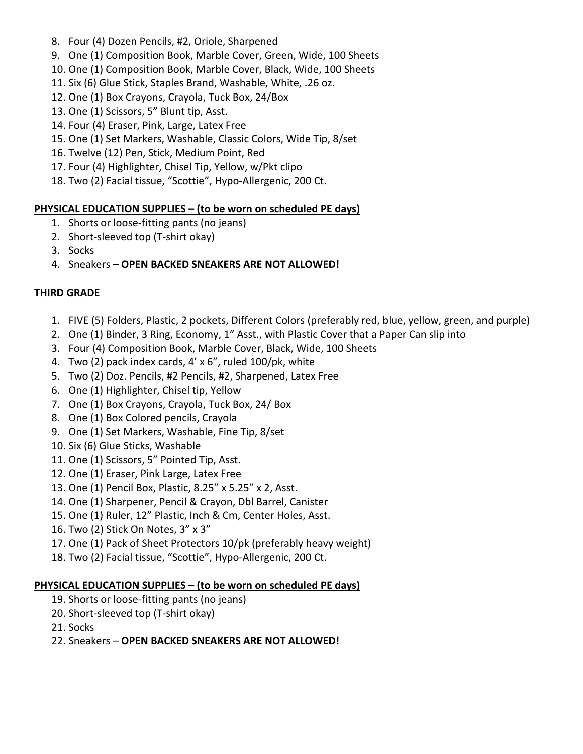8. Four (4) Dozen Pencils, #2, Oriole, Sharpened
9. One (1) Composition Book, Marble Cover, Green, Wide, 100 Sheets
10. One (1) Composition Book, Marble Cover, Black, Wide, 100 Sheets
11. Six (6) Glue Stick, Staples Brand, Washable, White, .26 oz.
12. One (1) Box Crayons, Crayola, Tuck Box, 24/Box
13. One (1) Scissors, 5" Blunt tip, Asst.
14. Four (4) Eraser, Pink, Large, Latex Free
15. One (1) Set Markers, Washable, Classic Colors, Wide Tip, 8/set
16. Twelve (12) Pen, Stick, Medium Point, Red
17. Four (4) Highlighter, Chisel Tip, Yellow, w/Pkt clipo
18. Two (2) Facial tissue, "Scottie", Hypo-Allergenic, 200 Ct.

**PHYSICAL EDUCATION SUPPLIES – (to be worn on scheduled PE days)**

1. Shorts or loose-fitting pants (no jeans)
2. Short-sleeved top (T-shirt okay)
3. Socks
4. Sneakers – **OPEN BACKED SNEAKERS ARE NOT ALLOWED!**

**THIRD GRADE**

1. FIVE (5) Folders, Plastic, 2 pockets, Different Colors (preferably red, blue, yellow, green, and purple)
2. One (1) Binder, 3 Ring, Economy, 1" Asst., with Plastic Cover that a Paper Can slip into
3. Four (4) Composition Book, Marble Cover, Black, Wide, 100 Sheets
4. Two (2) pack index cards, 4' x 6", ruled 100/pk, white
5. Two (2) Doz. Pencils, #2 Pencils, #2, Sharpened, Latex Free
6. One (1) Highlighter, Chisel tip, Yellow
7. One (1) Box Crayons, Crayola, Tuck Box, 24/ Box
8. One (1) Box Colored pencils, Crayola
9. One (1) Set Markers, Washable, Fine Tip, 8/set
10. Six (6) Glue Sticks, Washable
11. One (1) Scissors, 5" Pointed Tip, Asst.
12. One (1) Eraser, Pink Large, Latex Free
13. One (1) Pencil Box, Plastic, 8.25" x 5.25" x 2, Asst.
14. One (1) Sharpener, Pencil & Crayon, Dbl Barrel, Canister
15. One (1) Ruler, 12" Plastic, Inch & Cm, Center Holes, Asst.
16. Two (2) Stick On Notes, 3" x 3"
17. One (1) Pack of Sheet Protectors 10/pk (preferably heavy weight)
18. Two (2) Facial tissue, "Scottie", Hypo-Allergenic, 200 Ct.

**PHYSICAL EDUCATION SUPPLIES – (to be worn on scheduled PE days)**

19. Shorts or loose-fitting pants (no jeans)
20. Short-sleeved top (T-shirt okay)
21. Socks
22. Sneakers – **OPEN BACKED SNEAKERS ARE NOT ALLOWED!**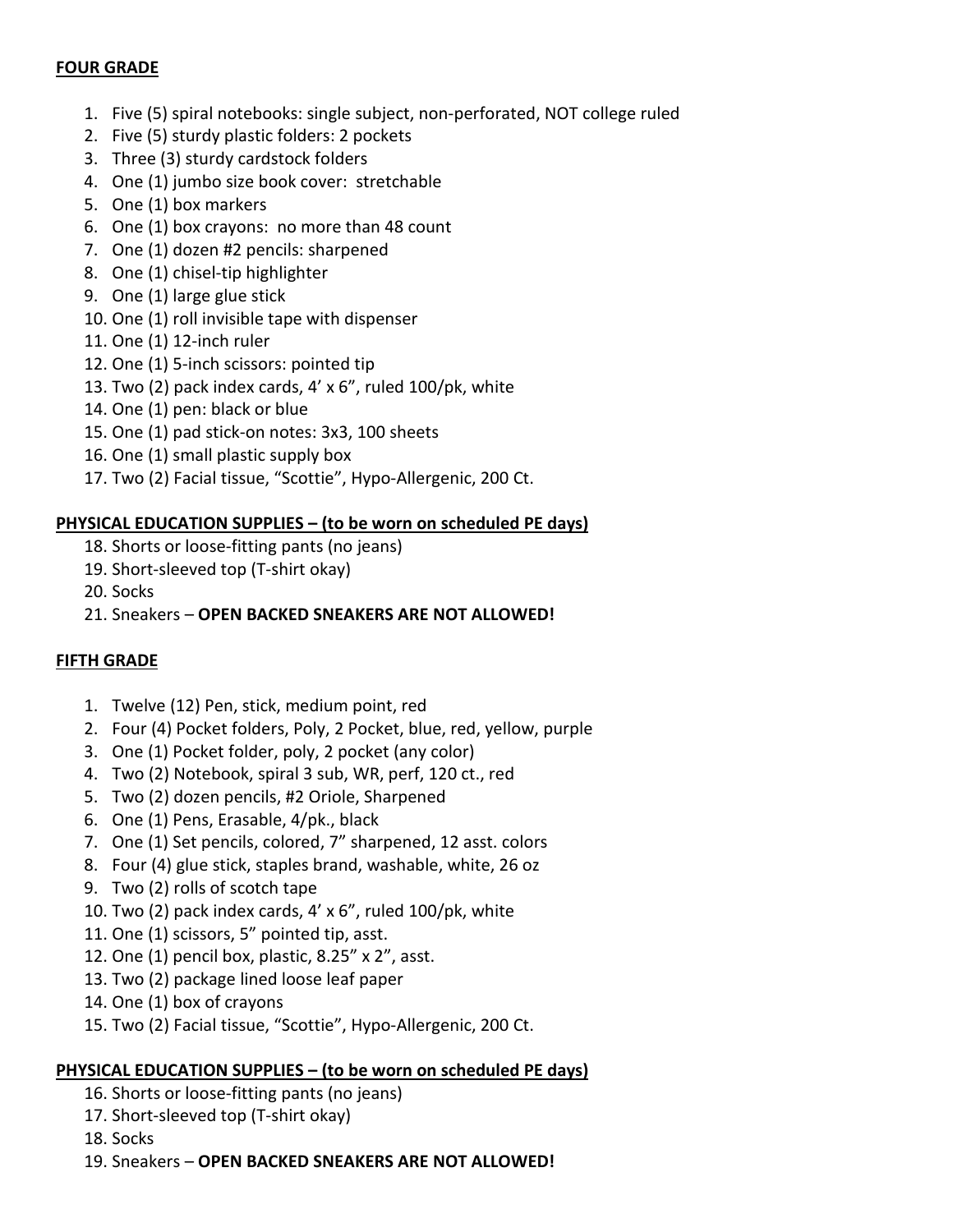**FOUR GRADE**

1. Five (5) spiral notebooks: single subject, non-perforated, NOT college ruled
2. Five (5) sturdy plastic folders: 2 pockets
3. Three (3) sturdy cardstock folders
4. One (1) jumbo size book cover: stretchable
5. One (1) box markers
6. One (1) box crayons: no more than 48 count
7. One (1) dozen #2 pencils: sharpened
8. One (1) chisel-tip highlighter
9. One (1) large glue stick
10. One (1) roll invisible tape with dispenser
11. One (1) 12-inch ruler
12. One (1) 5-inch scissors: pointed tip
13. Two (2) pack index cards, 4' x 6", ruled 100/pk, white
14. One (1) pen: black or blue
15. One (1) pad stick-on notes: 3x3, 100 sheets
16. One (1) small plastic supply box
17. Two (2) Facial tissue, "Scottie", Hypo-Allergenic, 200 Ct.

**PHYSICAL EDUCATION SUPPLIES – (to be worn on scheduled PE days)**

18. Shorts or loose-fitting pants (no jeans)
19. Short-sleeved top (T-shirt okay)
20. Socks
21. Sneakers – **OPEN BACKED SNEAKERS ARE NOT ALLOWED!**

**FIFTH GRADE**

1. Twelve (12) Pen, stick, medium point, red
2. Four (4) Pocket folders, Poly, 2 Pocket, blue, red, yellow, purple
3. One (1) Pocket folder, poly, 2 pocket (any color)
4. Two (2) Notebook, spiral 3 sub, WR, perf, 120 ct., red
5. Two (2) dozen pencils, #2 Oriole, Sharpened
6. One (1) Pens, Erasable, 4/pk., black
7. One (1) Set pencils, colored, 7" sharpened, 12 asst. colors
8. Four (4) glue stick, staples brand, washable, white, 26 oz
9. Two (2) rolls of scotch tape
10. Two (2) pack index cards, 4' x 6", ruled 100/pk, white
11. One (1) scissors, 5" pointed tip, asst.
12. One (1) pencil box, plastic, 8.25" x 2", asst.
13. Two (2) package lined loose leaf paper
14. One (1) box of crayons
15. Two (2) Facial tissue, "Scottie", Hypo-Allergenic, 200 Ct.

**PHYSICAL EDUCATION SUPPLIES – (to be worn on scheduled PE days)**

16. Shorts or loose-fitting pants (no jeans)
17. Short-sleeved top (T-shirt okay)
18. Socks
19. Sneakers – **OPEN BACKED SNEAKERS ARE NOT ALLOWED!**